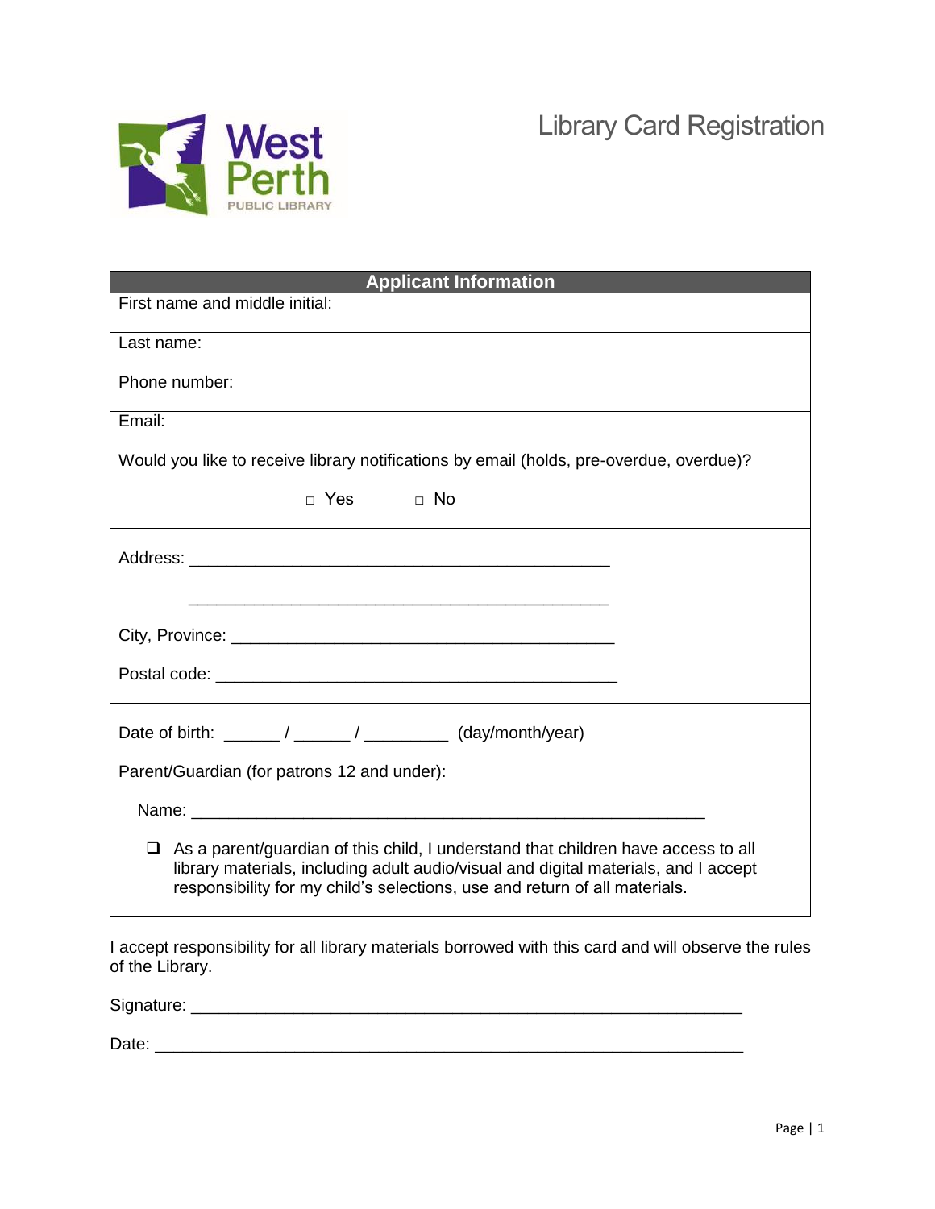West Perth PUBLIC LIBRARY

# Library Card Registration

| Applicant Information |
|---|
| First name and middle initial: |
| Last name: |
| Phone number: |
| Email: |
| Would you like to receive library notifications by email (holds, pre-overdue, overdue)?<br><br>□ Yes □ No |
| Address: _______________________________________________<br><br>_______________________________________________<br><br>City, Province: ___________________________________________<br><br>Postal code: _____________________________________________ |
| Date of birth: ______ / ______ / _________ (day/month/year) |
| Parent/Guardian (for patrons 12 and under):<br><br>Name: _________________________________________________________<br><br>❑ As a parent/guardian of this child, I understand that children have access to all library materials, including adult audio/visual and digital materials, and I accept responsibility for my child's selections, use and return of all materials. |

I accept responsibility for all library materials borrowed with this card and will observe the rules of the Library.

Signature: ______________________________________________________________

Date: __________________________________________________________________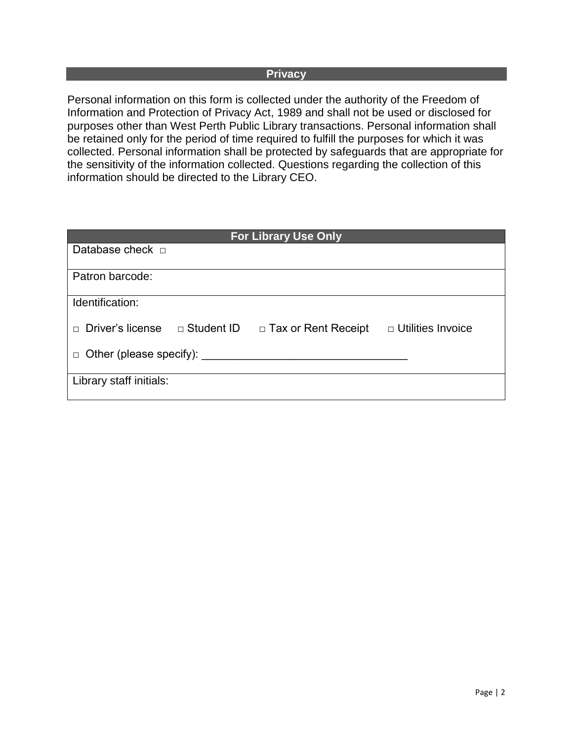## Privacy

Personal information on this form is collected under the authority of the Freedom of Information and Protection of Privacy Act, 1989 and shall not be used or disclosed for purposes other than West Perth Public Library transactions. Personal information shall be retained only for the period of time required to fulfill the purposes for which it was collected. Personal information shall be protected by safeguards that are appropriate for the sensitivity of the information collected. Questions regarding the collection of this information should be directed to the Library CEO.

| For Library Use Only |
| --- |
| Database check □ |
| Patron barcode: |
| Identification:<br><br>□ Driver's license □ Student ID □ Tax or Rent Receipt □ Utilities Invoice<br><br>□ Other (please specify): ________________________________ |
| Library staff initials: |